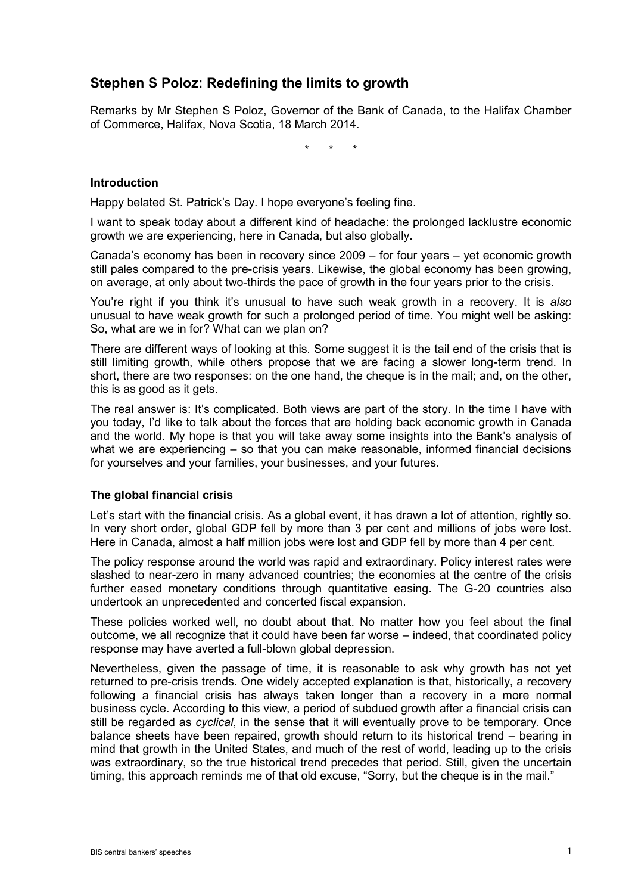## Stephen S Poloz: Redefining the limits to growth

Remarks by Mr Stephen S Poloz, Governor of the Bank of Canada, to the Halifax Chamber of Commerce, Halifax, Nova Scotia, 18 March 2014.

\*   \*   \*

### Introduction

Happy belated St. Patrick's Day. I hope everyone's feeling fine.

I want to speak today about a different kind of headache: the prolonged lacklustre economic growth we are experiencing, here in Canada, but also globally.

Canada's economy has been in recovery since 2009 – for four years – yet economic growth still pales compared to the pre-crisis years. Likewise, the global economy has been growing, on average, at only about two-thirds the pace of growth in the four years prior to the crisis.

You're right if you think it's unusual to have such weak growth in a recovery. It is *also* unusual to have weak growth for such a prolonged period of time. You might well be asking: So, what are we in for? What can we plan on?

There are different ways of looking at this. Some suggest it is the tail end of the crisis that is still limiting growth, while others propose that we are facing a slower long-term trend. In short, there are two responses: on the one hand, the cheque is in the mail; and, on the other, this is as good as it gets.

The real answer is: It's complicated. Both views are part of the story. In the time I have with you today, I'd like to talk about the forces that are holding back economic growth in Canada and the world. My hope is that you will take away some insights into the Bank's analysis of what we are experiencing – so that you can make reasonable, informed financial decisions for yourselves and your families, your businesses, and your futures.

### The global financial crisis

Let's start with the financial crisis. As a global event, it has drawn a lot of attention, rightly so. In very short order, global GDP fell by more than 3 per cent and millions of jobs were lost. Here in Canada, almost a half million jobs were lost and GDP fell by more than 4 per cent.

The policy response around the world was rapid and extraordinary. Policy interest rates were slashed to near-zero in many advanced countries; the economies at the centre of the crisis further eased monetary conditions through quantitative easing. The G-20 countries also undertook an unprecedented and concerted fiscal expansion.

These policies worked well, no doubt about that. No matter how you feel about the final outcome, we all recognize that it could have been far worse – indeed, that coordinated policy response may have averted a full-blown global depression.

Nevertheless, given the passage of time, it is reasonable to ask why growth has not yet returned to pre-crisis trends. One widely accepted explanation is that, historically, a recovery following a financial crisis has always taken longer than a recovery in a more normal business cycle. According to this view, a period of subdued growth after a financial crisis can still be regarded as *cyclical*, in the sense that it will eventually prove to be temporary. Once balance sheets have been repaired, growth should return to its historical trend – bearing in mind that growth in the United States, and much of the rest of world, leading up to the crisis was extraordinary, so the true historical trend precedes that period. Still, given the uncertain timing, this approach reminds me of that old excuse, "Sorry, but the cheque is in the mail."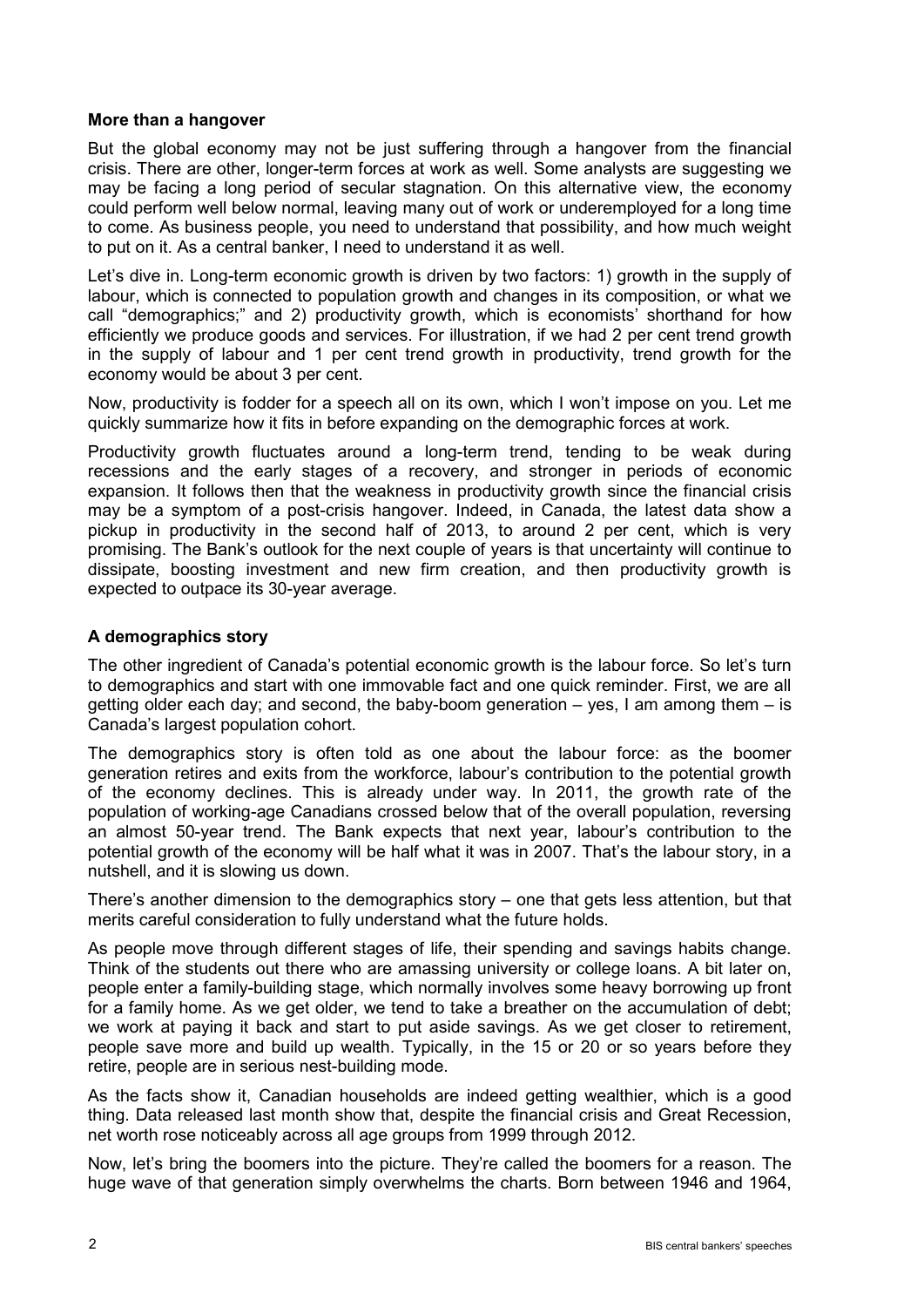### More than a hangover

But the global economy may not be just suffering through a hangover from the financial crisis. There are other, longer-term forces at work as well. Some analysts are suggesting we may be facing a long period of secular stagnation. On this alternative view, the economy could perform well below normal, leaving many out of work or underemployed for a long time to come. As business people, you need to understand that possibility, and how much weight to put on it. As a central banker, I need to understand it as well.

Let's dive in. Long-term economic growth is driven by two factors: 1) growth in the supply of labour, which is connected to population growth and changes in its composition, or what we call "demographics;" and 2) productivity growth, which is economists' shorthand for how efficiently we produce goods and services. For illustration, if we had 2 per cent trend growth in the supply of labour and 1 per cent trend growth in productivity, trend growth for the economy would be about 3 per cent.

Now, productivity is fodder for a speech all on its own, which I won't impose on you. Let me quickly summarize how it fits in before expanding on the demographic forces at work.

Productivity growth fluctuates around a long-term trend, tending to be weak during recessions and the early stages of a recovery, and stronger in periods of economic expansion. It follows then that the weakness in productivity growth since the financial crisis may be a symptom of a post-crisis hangover. Indeed, in Canada, the latest data show a pickup in productivity in the second half of 2013, to around 2 per cent, which is very promising. The Bank's outlook for the next couple of years is that uncertainty will continue to dissipate, boosting investment and new firm creation, and then productivity growth is expected to outpace its 30-year average.

### A demographics story

The other ingredient of Canada's potential economic growth is the labour force. So let's turn to demographics and start with one immovable fact and one quick reminder. First, we are all getting older each day; and second, the baby-boom generation – yes, I am among them – is Canada's largest population cohort.

The demographics story is often told as one about the labour force: as the boomer generation retires and exits from the workforce, labour's contribution to the potential growth of the economy declines. This is already under way. In 2011, the growth rate of the population of working-age Canadians crossed below that of the overall population, reversing an almost 50-year trend. The Bank expects that next year, labour's contribution to the potential growth of the economy will be half what it was in 2007. That's the labour story, in a nutshell, and it is slowing us down.

There's another dimension to the demographics story – one that gets less attention, but that merits careful consideration to fully understand what the future holds.

As people move through different stages of life, their spending and savings habits change. Think of the students out there who are amassing university or college loans. A bit later on, people enter a family-building stage, which normally involves some heavy borrowing up front for a family home. As we get older, we tend to take a breather on the accumulation of debt; we work at paying it back and start to put aside savings. As we get closer to retirement, people save more and build up wealth. Typically, in the 15 or 20 or so years before they retire, people are in serious nest-building mode.

As the facts show it, Canadian households are indeed getting wealthier, which is a good thing. Data released last month show that, despite the financial crisis and Great Recession, net worth rose noticeably across all age groups from 1999 through 2012.

Now, let's bring the boomers into the picture. They're called the boomers for a reason. The huge wave of that generation simply overwhelms the charts. Born between 1946 and 1964,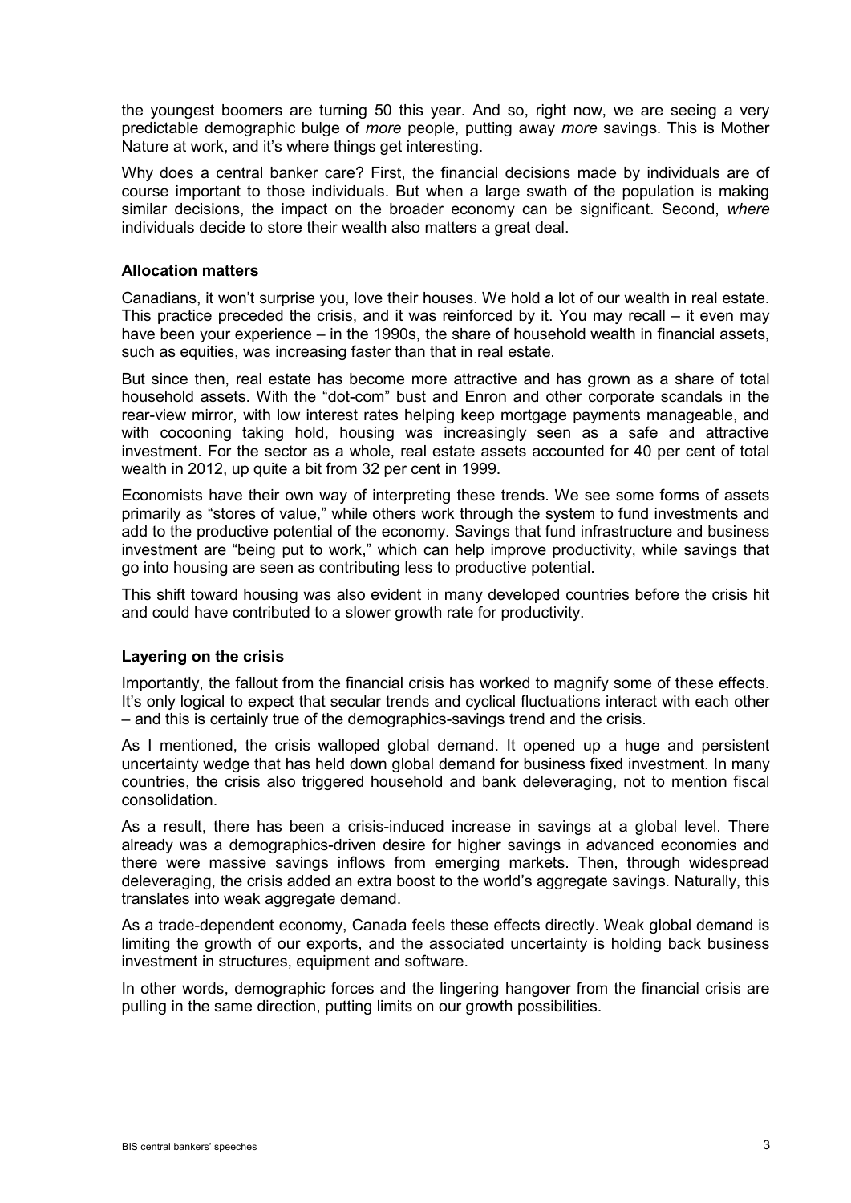the youngest boomers are turning 50 this year. And so, right now, we are seeing a very predictable demographic bulge of *more* people, putting away *more* savings. This is Mother Nature at work, and it's where things get interesting.

Why does a central banker care? First, the financial decisions made by individuals are of course important to those individuals. But when a large swath of the population is making similar decisions, the impact on the broader economy can be significant. Second, *where* individuals decide to store their wealth also matters a great deal.

### Allocation matters

Canadians, it won't surprise you, love their houses. We hold a lot of our wealth in real estate. This practice preceded the crisis, and it was reinforced by it. You may recall – it even may have been your experience – in the 1990s, the share of household wealth in financial assets, such as equities, was increasing faster than that in real estate.

But since then, real estate has become more attractive and has grown as a share of total household assets. With the "dot-com" bust and Enron and other corporate scandals in the rear-view mirror, with low interest rates helping keep mortgage payments manageable, and with cocooning taking hold, housing was increasingly seen as a safe and attractive investment. For the sector as a whole, real estate assets accounted for 40 per cent of total wealth in 2012, up quite a bit from 32 per cent in 1999.

Economists have their own way of interpreting these trends. We see some forms of assets primarily as "stores of value," while others work through the system to fund investments and add to the productive potential of the economy. Savings that fund infrastructure and business investment are "being put to work," which can help improve productivity, while savings that go into housing are seen as contributing less to productive potential.

This shift toward housing was also evident in many developed countries before the crisis hit and could have contributed to a slower growth rate for productivity.

### Layering on the crisis

Importantly, the fallout from the financial crisis has worked to magnify some of these effects. It's only logical to expect that secular trends and cyclical fluctuations interact with each other – and this is certainly true of the demographics-savings trend and the crisis.

As I mentioned, the crisis walloped global demand. It opened up a huge and persistent uncertainty wedge that has held down global demand for business fixed investment. In many countries, the crisis also triggered household and bank deleveraging, not to mention fiscal consolidation.

As a result, there has been a crisis-induced increase in savings at a global level. There already was a demographics-driven desire for higher savings in advanced economies and there were massive savings inflows from emerging markets. Then, through widespread deleveraging, the crisis added an extra boost to the world's aggregate savings. Naturally, this translates into weak aggregate demand.

As a trade-dependent economy, Canada feels these effects directly. Weak global demand is limiting the growth of our exports, and the associated uncertainty is holding back business investment in structures, equipment and software.

In other words, demographic forces and the lingering hangover from the financial crisis are pulling in the same direction, putting limits on our growth possibilities.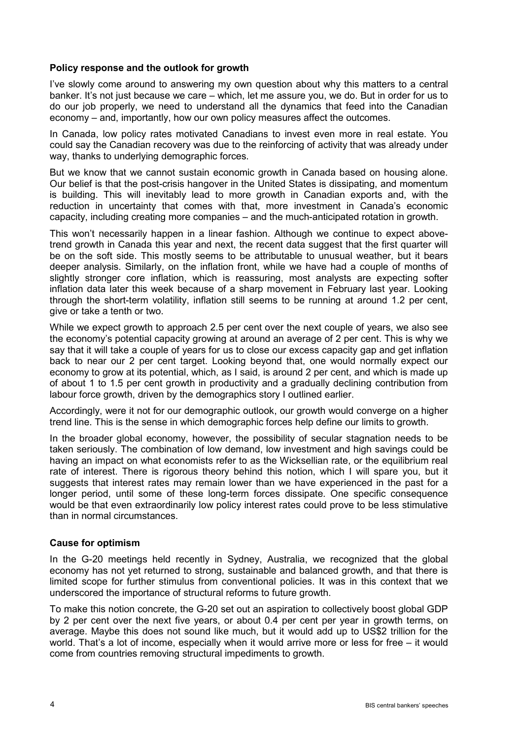### Policy response and the outlook for growth

I've slowly come around to answering my own question about why this matters to a central banker. It's not just because we care – which, let me assure you, we do. But in order for us to do our job properly, we need to understand all the dynamics that feed into the Canadian economy – and, importantly, how our own policy measures affect the outcomes.

In Canada, low policy rates motivated Canadians to invest even more in real estate. You could say the Canadian recovery was due to the reinforcing of activity that was already under way, thanks to underlying demographic forces.

But we know that we cannot sustain economic growth in Canada based on housing alone. Our belief is that the post-crisis hangover in the United States is dissipating, and momentum is building. This will inevitably lead to more growth in Canadian exports and, with the reduction in uncertainty that comes with that, more investment in Canada's economic capacity, including creating more companies – and the much-anticipated rotation in growth.

This won't necessarily happen in a linear fashion. Although we continue to expect above-trend growth in Canada this year and next, the recent data suggest that the first quarter will be on the soft side. This mostly seems to be attributable to unusual weather, but it bears deeper analysis. Similarly, on the inflation front, while we have had a couple of months of slightly stronger core inflation, which is reassuring, most analysts are expecting softer inflation data later this week because of a sharp movement in February last year. Looking through the short-term volatility, inflation still seems to be running at around 1.2 per cent, give or take a tenth or two.

While we expect growth to approach 2.5 per cent over the next couple of years, we also see the economy's potential capacity growing at around an average of 2 per cent. This is why we say that it will take a couple of years for us to close our excess capacity gap and get inflation back to near our 2 per cent target. Looking beyond that, one would normally expect our economy to grow at its potential, which, as I said, is around 2 per cent, and which is made up of about 1 to 1.5 per cent growth in productivity and a gradually declining contribution from labour force growth, driven by the demographics story I outlined earlier.

Accordingly, were it not for our demographic outlook, our growth would converge on a higher trend line. This is the sense in which demographic forces help define our limits to growth.

In the broader global economy, however, the possibility of secular stagnation needs to be taken seriously. The combination of low demand, low investment and high savings could be having an impact on what economists refer to as the Wicksellian rate, or the equilibrium real rate of interest. There is rigorous theory behind this notion, which I will spare you, but it suggests that interest rates may remain lower than we have experienced in the past for a longer period, until some of these long-term forces dissipate. One specific consequence would be that even extraordinarily low policy interest rates could prove to be less stimulative than in normal circumstances.

### Cause for optimism

In the G-20 meetings held recently in Sydney, Australia, we recognized that the global economy has not yet returned to strong, sustainable and balanced growth, and that there is limited scope for further stimulus from conventional policies. It was in this context that we underscored the importance of structural reforms to future growth.

To make this notion concrete, the G-20 set out an aspiration to collectively boost global GDP by 2 per cent over the next five years, or about 0.4 per cent per year in growth terms, on average. Maybe this does not sound like much, but it would add up to US$2 trillion for the world. That's a lot of income, especially when it would arrive more or less for free – it would come from countries removing structural impediments to growth.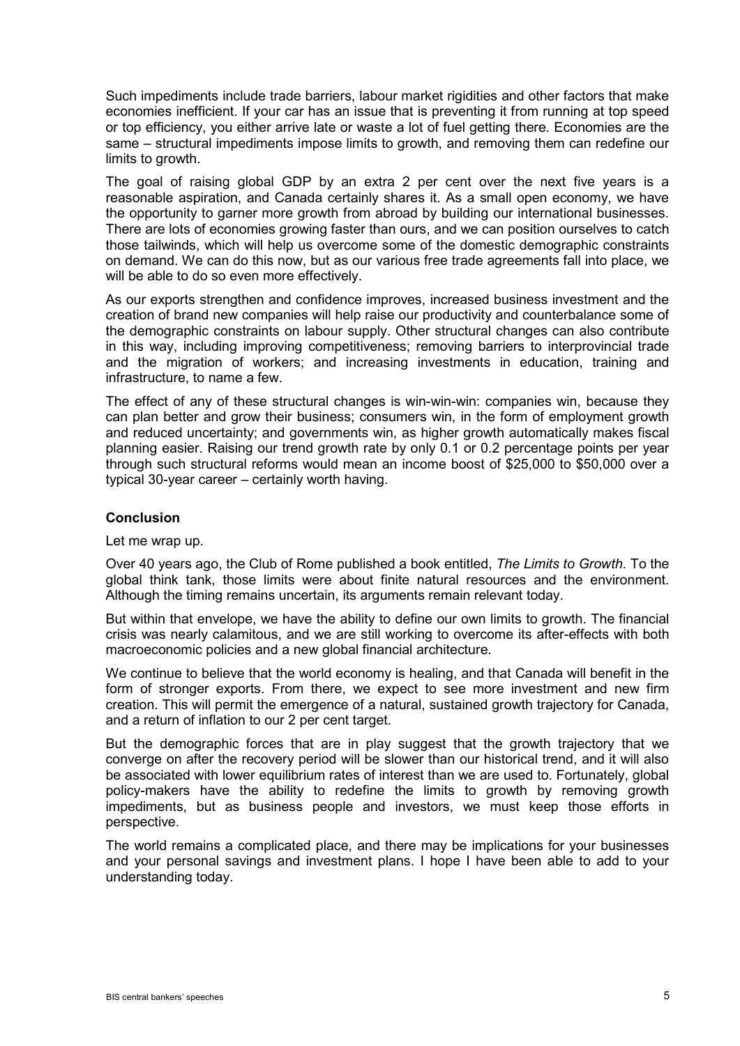Such impediments include trade barriers, labour market rigidities and other factors that make economies inefficient. If your car has an issue that is preventing it from running at top speed or top efficiency, you either arrive late or waste a lot of fuel getting there. Economies are the same – structural impediments impose limits to growth, and removing them can redefine our limits to growth.

The goal of raising global GDP by an extra 2 per cent over the next five years is a reasonable aspiration, and Canada certainly shares it. As a small open economy, we have the opportunity to garner more growth from abroad by building our international businesses. There are lots of economies growing faster than ours, and we can position ourselves to catch those tailwinds, which will help us overcome some of the domestic demographic constraints on demand. We can do this now, but as our various free trade agreements fall into place, we will be able to do so even more effectively.

As our exports strengthen and confidence improves, increased business investment and the creation of brand new companies will help raise our productivity and counterbalance some of the demographic constraints on labour supply. Other structural changes can also contribute in this way, including improving competitiveness; removing barriers to interprovincial trade and the migration of workers; and increasing investments in education, training and infrastructure, to name a few.

The effect of any of these structural changes is win-win-win: companies win, because they can plan better and grow their business; consumers win, in the form of employment growth and reduced uncertainty; and governments win, as higher growth automatically makes fiscal planning easier. Raising our trend growth rate by only 0.1 or 0.2 percentage points per year through such structural reforms would mean an income boost of $25,000 to $50,000 over a typical 30-year career – certainly worth having.

## Conclusion

Let me wrap up.

Over 40 years ago, the Club of Rome published a book entitled, *The Limits to Growth*. To the global think tank, those limits were about finite natural resources and the environment. Although the timing remains uncertain, its arguments remain relevant today.

But within that envelope, we have the ability to define our own limits to growth. The financial crisis was nearly calamitous, and we are still working to overcome its after-effects with both macroeconomic policies and a new global financial architecture.

We continue to believe that the world economy is healing, and that Canada will benefit in the form of stronger exports. From there, we expect to see more investment and new firm creation. This will permit the emergence of a natural, sustained growth trajectory for Canada, and a return of inflation to our 2 per cent target.

But the demographic forces that are in play suggest that the growth trajectory that we converge on after the recovery period will be slower than our historical trend, and it will also be associated with lower equilibrium rates of interest than we are used to. Fortunately, global policy-makers have the ability to redefine the limits to growth by removing growth impediments, but as business people and investors, we must keep those efforts in perspective.

The world remains a complicated place, and there may be implications for your businesses and your personal savings and investment plans. I hope I have been able to add to your understanding today.